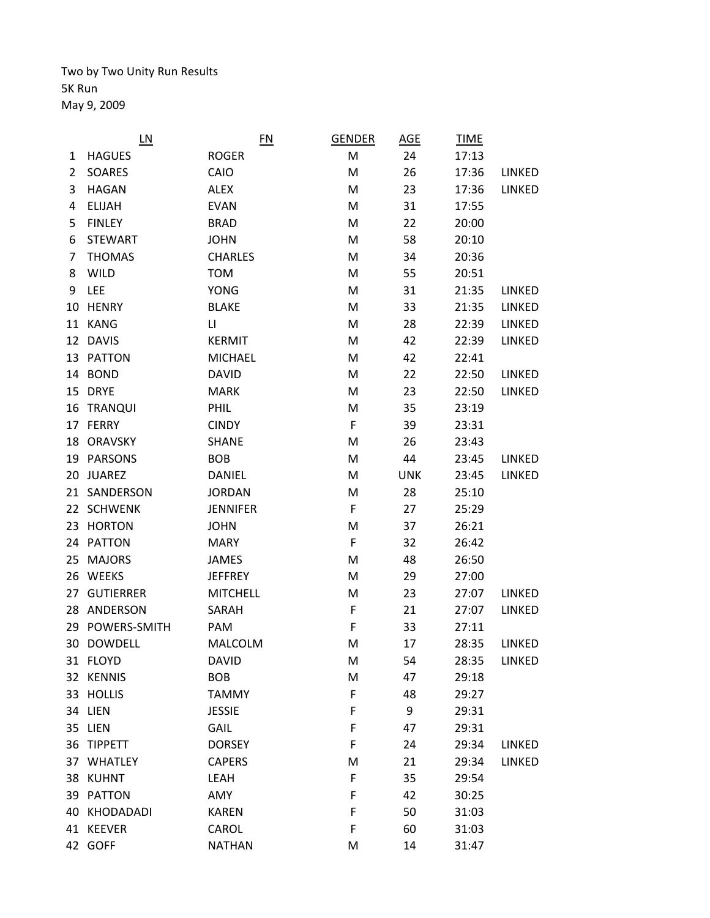Two by Two Unity Run Results
5K Run
May 9, 2009

| | LN | FN | GENDER | AGE | TIME | |
|---|---|---|---|---|---|---|
| 1 | HAGUES | ROGER | M | 24 | 17:13 | |
| 2 | SOARES | CAIO | M | 26 | 17:36 | LINKED |
| 3 | HAGAN | ALEX | M | 23 | 17:36 | LINKED |
| 4 | ELIJAH | EVAN | M | 31 | 17:55 | |
| 5 | FINLEY | BRAD | M | 22 | 20:00 | |
| 6 | STEWART | JOHN | M | 58 | 20:10 | |
| 7 | THOMAS | CHARLES | M | 34 | 20:36 | |
| 8 | WILD | TOM | M | 55 | 20:51 | |
| 9 | LEE | YONG | M | 31 | 21:35 | LINKED |
| 10 | HENRY | BLAKE | M | 33 | 21:35 | LINKED |
| 11 | KANG | LI | M | 28 | 22:39 | LINKED |
| 12 | DAVIS | KERMIT | M | 42 | 22:39 | LINKED |
| 13 | PATTON | MICHAEL | M | 42 | 22:41 | |
| 14 | BOND | DAVID | M | 22 | 22:50 | LINKED |
| 15 | DRYE | MARK | M | 23 | 22:50 | LINKED |
| 16 | TRANQUI | PHIL | M | 35 | 23:19 | |
| 17 | FERRY | CINDY | F | 39 | 23:31 | |
| 18 | ORAVSKY | SHANE | M | 26 | 23:43 | |
| 19 | PARSONS | BOB | M | 44 | 23:45 | LINKED |
| 20 | JUAREZ | DANIEL | M | UNK | 23:45 | LINKED |
| 21 | SANDERSON | JORDAN | M | 28 | 25:10 | |
| 22 | SCHWENK | JENNIFER | F | 27 | 25:29 | |
| 23 | HORTON | JOHN | M | 37 | 26:21 | |
| 24 | PATTON | MARY | F | 32 | 26:42 | |
| 25 | MAJORS | JAMES | M | 48 | 26:50 | |
| 26 | WEEKS | JEFFREY | M | 29 | 27:00 | |
| 27 | GUTIERRER | MITCHELL | M | 23 | 27:07 | LINKED |
| 28 | ANDERSON | SARAH | F | 21 | 27:07 | LINKED |
| 29 | POWERS-SMITH | PAM | F | 33 | 27:11 | |
| 30 | DOWDELL | MALCOLM | M | 17 | 28:35 | LINKED |
| 31 | FLOYD | DAVID | M | 54 | 28:35 | LINKED |
| 32 | KENNIS | BOB | M | 47 | 29:18 | |
| 33 | HOLLIS | TAMMY | F | 48 | 29:27 | |
| 34 | LIEN | JESSIE | F | 9 | 29:31 | |
| 35 | LIEN | GAIL | F | 47 | 29:31 | |
| 36 | TIPPETT | DORSEY | F | 24 | 29:34 | LINKED |
| 37 | WHATLEY | CAPERS | M | 21 | 29:34 | LINKED |
| 38 | KUHNT | LEAH | F | 35 | 29:54 | |
| 39 | PATTON | AMY | F | 42 | 30:25 | |
| 40 | KHODADADI | KAREN | F | 50 | 31:03 | |
| 41 | KEEVER | CAROL | F | 60 | 31:03 | |
| 42 | GOFF | NATHAN | M | 14 | 31:47 | |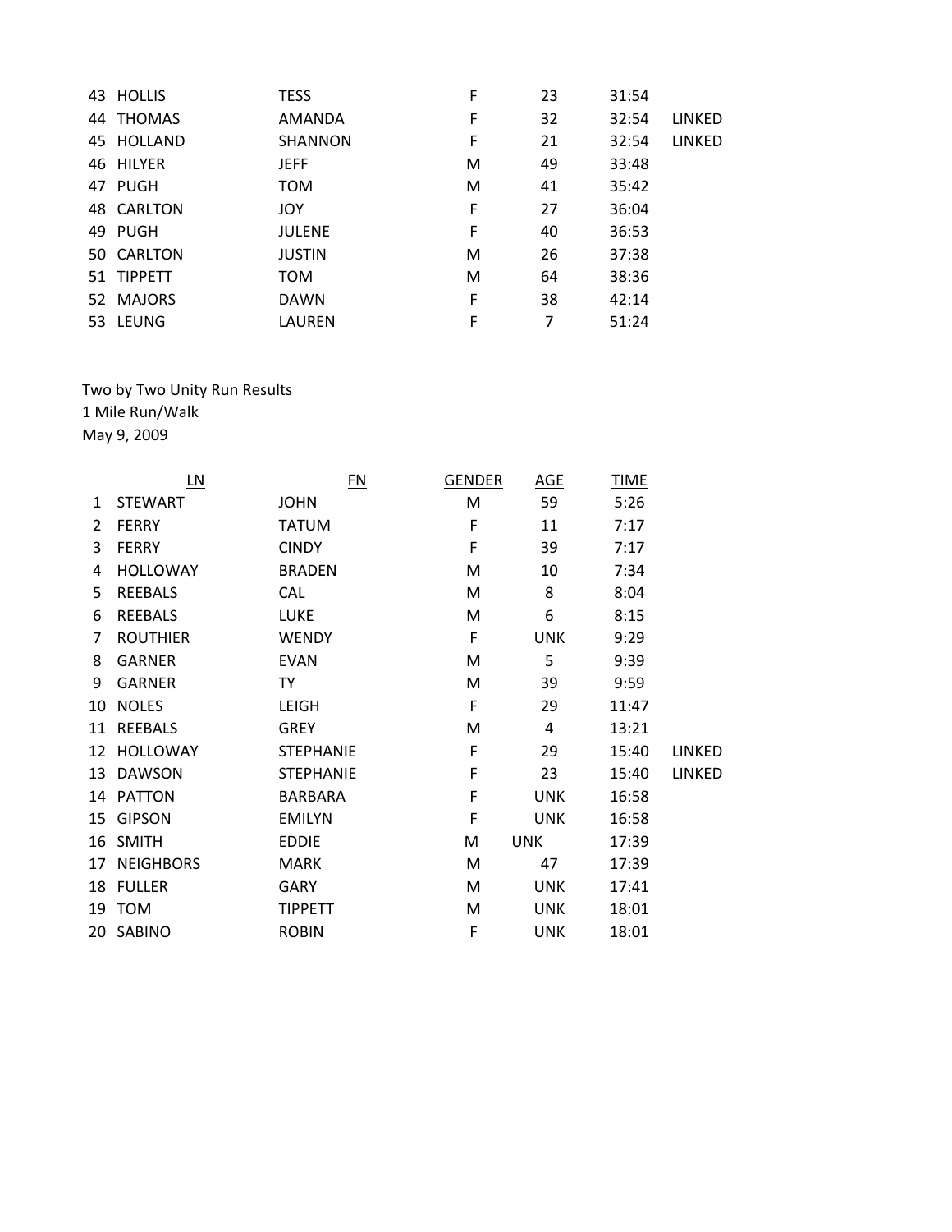| | | | | | | |
|---|---|---|---|---|---|---|
| 43 | HOLLIS | TESS | F | 23 | 31:54 | |
| 44 | THOMAS | AMANDA | F | 32 | 32:54 | LINKED |
| 45 | HOLLAND | SHANNON | F | 21 | 32:54 | LINKED |
| 46 | HILYER | JEFF | M | 49 | 33:48 | |
| 47 | PUGH | TOM | M | 41 | 35:42 | |
| 48 | CARLTON | JOY | F | 27 | 36:04 | |
| 49 | PUGH | JULENE | F | 40 | 36:53 | |
| 50 | CARLTON | JUSTIN | M | 26 | 37:38 | |
| 51 | TIPPETT | TOM | M | 64 | 38:36 | |
| 52 | MAJORS | DAWN | F | 38 | 42:14 | |
| 53 | LEUNG | LAUREN | F | 7 | 51:24 | |

Two by Two Unity Run Results
1 Mile Run/Walk
May 9, 2009

| | LN | FN | GENDER | AGE | TIME | |
|---|---|---|---|---|---|---|
| 1 | STEWART | JOHN | M | 59 | 5:26 | |
| 2 | FERRY | TATUM | F | 11 | 7:17 | |
| 3 | FERRY | CINDY | F | 39 | 7:17 | |
| 4 | HOLLOWAY | BRADEN | M | 10 | 7:34 | |
| 5 | REEBALS | CAL | M | 8 | 8:04 | |
| 6 | REEBALS | LUKE | M | 6 | 8:15 | |
| 7 | ROUTHIER | WENDY | F | UNK | 9:29 | |
| 8 | GARNER | EVAN | M | 5 | 9:39 | |
| 9 | GARNER | TY | M | 39 | 9:59 | |
| 10 | NOLES | LEIGH | F | 29 | 11:47 | |
| 11 | REEBALS | GREY | M | 4 | 13:21 | |
| 12 | HOLLOWAY | STEPHANIE | F | 29 | 15:40 | LINKED |
| 13 | DAWSON | STEPHANIE | F | 23 | 15:40 | LINKED |
| 14 | PATTON | BARBARA | F | UNK | 16:58 | |
| 15 | GIPSON | EMILYN | F | UNK | 16:58 | |
| 16 | SMITH | EDDIE | M | UNK | 17:39 | |
| 17 | NEIGHBORS | MARK | M | 47 | 17:39 | |
| 18 | FULLER | GARY | M | UNK | 17:41 | |
| 19 | TOM | TIPPETT | M | UNK | 18:01 | |
| 20 | SABINO | ROBIN | F | UNK | 18:01 | |